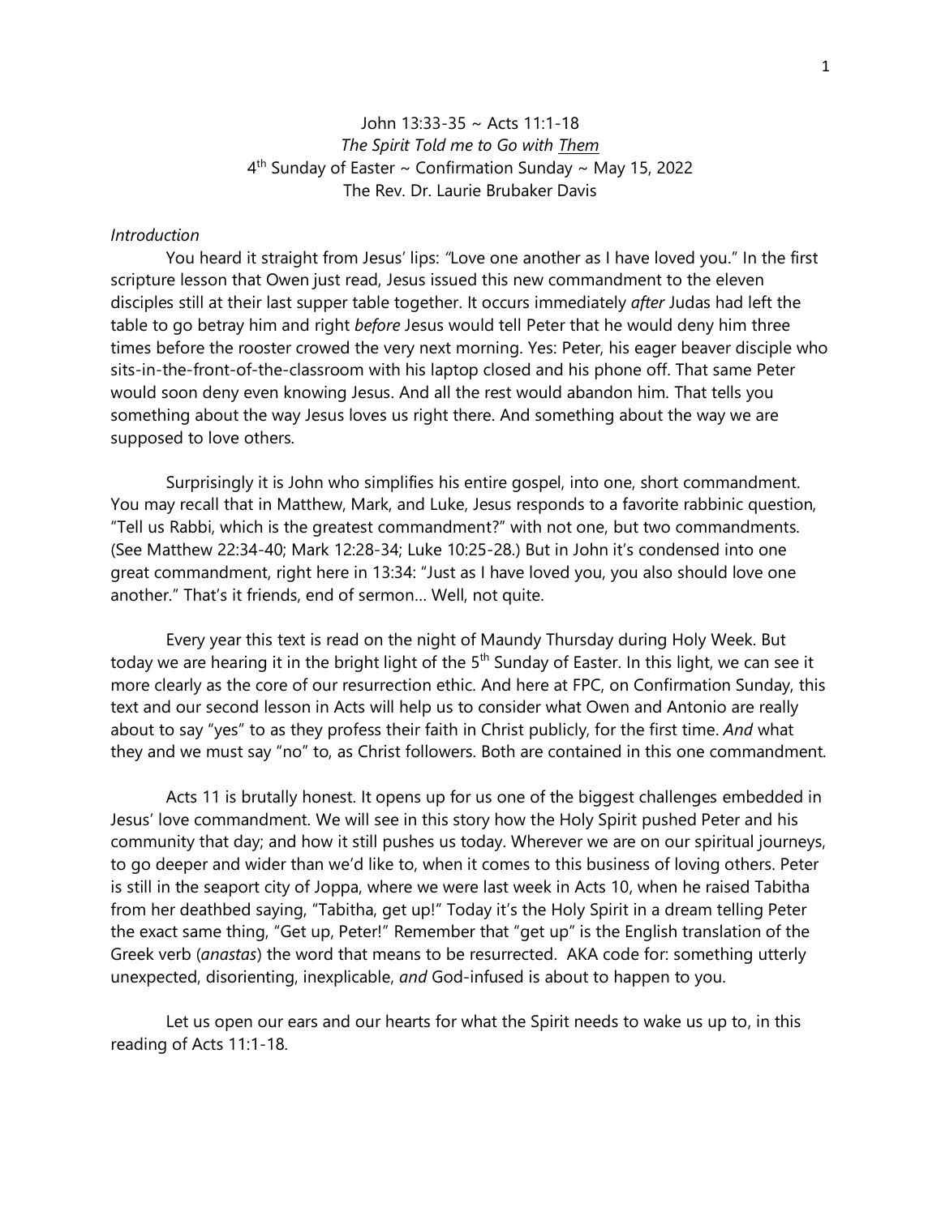John 13:33-35 ~ Acts 11:1-18

*The Spirit Told me to Go with Them*

4th Sunday of Easter ~ Confirmation Sunday ~ May 15, 2022

The Rev. Dr. Laurie Brubaker Davis

*Introduction*

You heard it straight from Jesus' lips: "Love one another as I have loved you." In the first scripture lesson that Owen just read, Jesus issued this new commandment to the eleven disciples still at their last supper table together. It occurs immediately *after* Judas had left the table to go betray him and right *before* Jesus would tell Peter that he would deny him three times before the rooster crowed the very next morning. Yes: Peter, his eager beaver disciple who sits-in-the-front-of-the-classroom with his laptop closed and his phone off. That same Peter would soon deny even knowing Jesus. And all the rest would abandon him. That tells you something about the way Jesus loves us right there. And something about the way we are supposed to love others.

Surprisingly it is John who simplifies his entire gospel, into one, short commandment. You may recall that in Matthew, Mark, and Luke, Jesus responds to a favorite rabbinic question, "Tell us Rabbi, which is the greatest commandment?" with not one, but two commandments. (See Matthew 22:34-40; Mark 12:28-34; Luke 10:25-28.) But in John it's condensed into one great commandment, right here in 13:34: "Just as I have loved you, you also should love one another." That's it friends, end of sermon… Well, not quite.

Every year this text is read on the night of Maundy Thursday during Holy Week. But today we are hearing it in the bright light of the 5th Sunday of Easter. In this light, we can see it more clearly as the core of our resurrection ethic. And here at FPC, on Confirmation Sunday, this text and our second lesson in Acts will help us to consider what Owen and Antonio are really about to say "yes" to as they profess their faith in Christ publicly, for the first time. *And* what they and we must say "no" to, as Christ followers. Both are contained in this one commandment.

Acts 11 is brutally honest. It opens up for us one of the biggest challenges embedded in Jesus' love commandment. We will see in this story how the Holy Spirit pushed Peter and his community that day; and how it still pushes us today. Wherever we are on our spiritual journeys, to go deeper and wider than we'd like to, when it comes to this business of loving others. Peter is still in the seaport city of Joppa, where we were last week in Acts 10, when he raised Tabitha from her deathbed saying, "Tabitha, get up!" Today it's the Holy Spirit in a dream telling Peter the exact same thing, "Get up, Peter!" Remember that "get up" is the English translation of the Greek verb (*anastas*) the word that means to be resurrected. AKA code for: something utterly unexpected, disorienting, inexplicable, *and* God-infused is about to happen to you.

Let us open our ears and our hearts for what the Spirit needs to wake us up to, in this reading of Acts 11:1-18.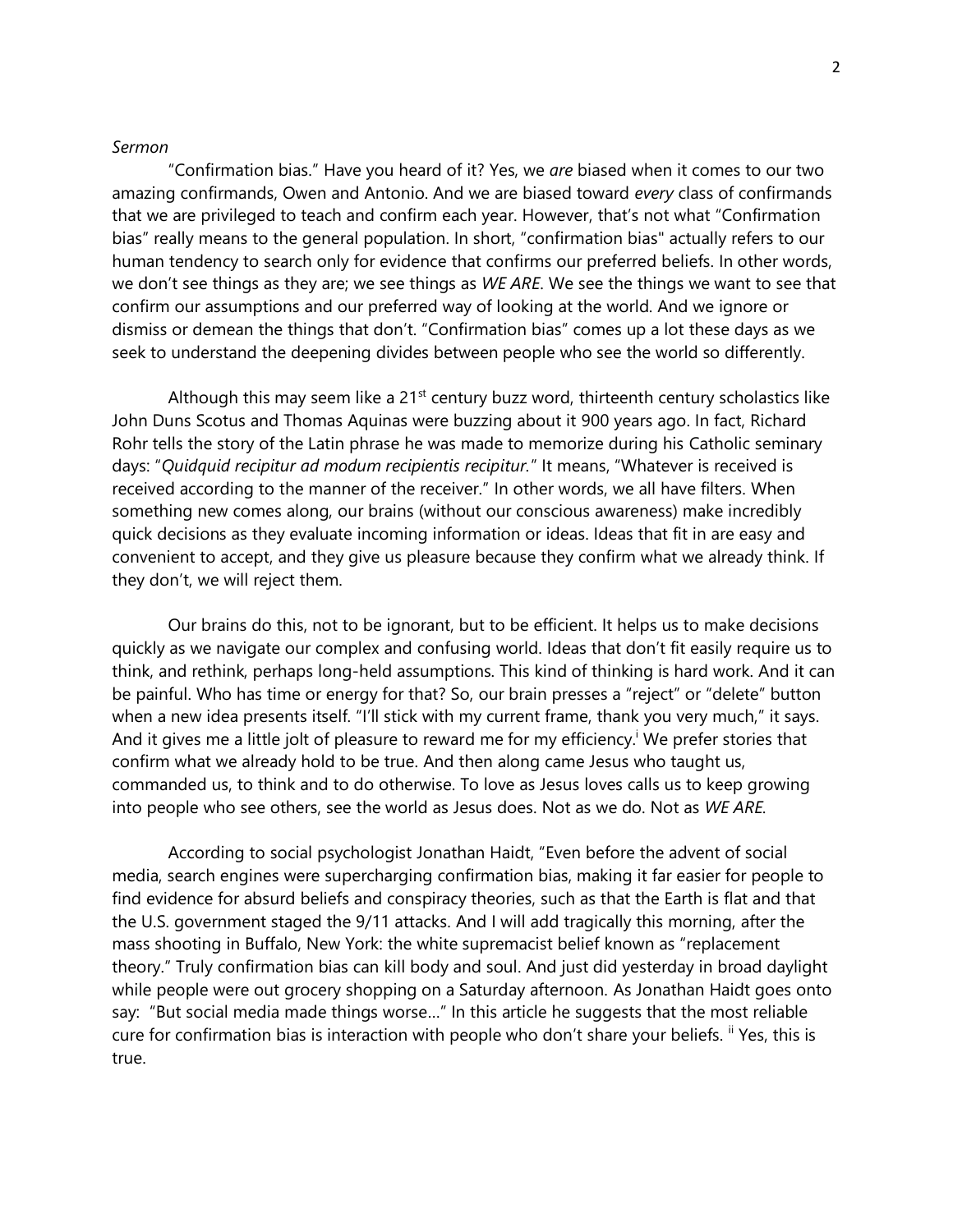*Sermon*

"Confirmation bias." Have you heard of it? Yes, we *are* biased when it comes to our two amazing confirmands, Owen and Antonio. And we are biased toward *every* class of confirmands that we are privileged to teach and confirm each year. However, that's not what "Confirmation bias" really means to the general population. In short, "confirmation bias" actually refers to our human tendency to search only for evidence that confirms our preferred beliefs. In other words, we don't see things as they are; we see things as *WE ARE*. We see the things we want to see that confirm our assumptions and our preferred way of looking at the world. And we ignore or dismiss or demean the things that don't. "Confirmation bias" comes up a lot these days as we seek to understand the deepening divides between people who see the world so differently.

Although this may seem like a 21st century buzz word, thirteenth century scholastics like John Duns Scotus and Thomas Aquinas were buzzing about it 900 years ago. In fact, Richard Rohr tells the story of the Latin phrase he was made to memorize during his Catholic seminary days: "*Quidquid recipitur ad modum recipientis recipitur.*" It means, "Whatever is received is received according to the manner of the receiver." In other words, we all have filters. When something new comes along, our brains (without our conscious awareness) make incredibly quick decisions as they evaluate incoming information or ideas. Ideas that fit in are easy and convenient to accept, and they give us pleasure because they confirm what we already think. If they don't, we will reject them.

Our brains do this, not to be ignorant, but to be efficient. It helps us to make decisions quickly as we navigate our complex and confusing world. Ideas that don't fit easily require us to think, and rethink, perhaps long-held assumptions. This kind of thinking is hard work. And it can be painful. Who has time or energy for that? So, our brain presses a "reject" or "delete" button when a new idea presents itself. "I'll stick with my current frame, thank you very much," it says. And it gives me a little jolt of pleasure to reward me for my efficiency.[i] We prefer stories that confirm what we already hold to be true. And then along came Jesus who taught us, commanded us, to think and to do otherwise. To love as Jesus loves calls us to keep growing into people who see others, see the world as Jesus does. Not as we do. Not as *WE ARE*.

According to social psychologist Jonathan Haidt, "Even before the advent of social media, search engines were supercharging confirmation bias, making it far easier for people to find evidence for absurd beliefs and conspiracy theories, such as that the Earth is flat and that the U.S. government staged the 9/11 attacks. And I will add tragically this morning, after the mass shooting in Buffalo, New York: the white supremacist belief known as "replacement theory." Truly confirmation bias can kill body and soul. And just did yesterday in broad daylight while people were out grocery shopping on a Saturday afternoon. As Jonathan Haidt goes onto say: "But social media made things worse…" In this article he suggests that the most reliable cure for confirmation bias is interaction with people who don't share your beliefs. [ii] Yes, this is true.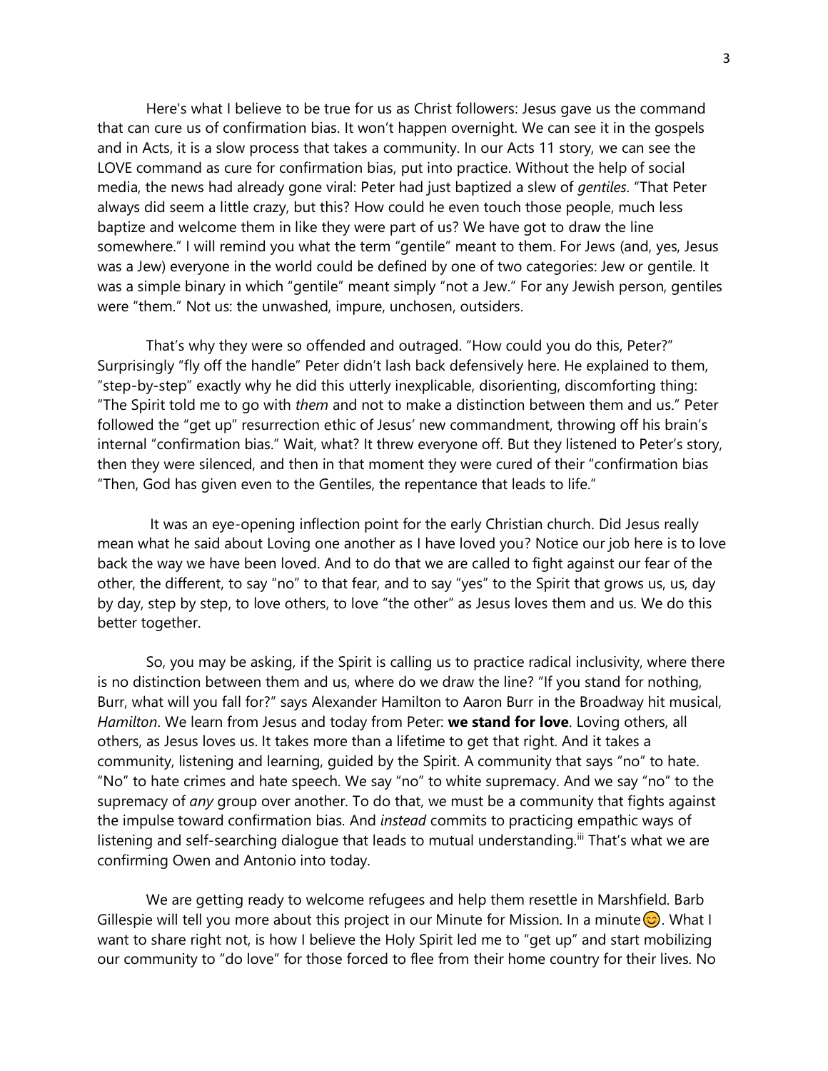Here's what I believe to be true for us as Christ followers: Jesus gave us the command that can cure us of confirmation bias. It won't happen overnight. We can see it in the gospels and in Acts, it is a slow process that takes a community. In our Acts 11 story, we can see the LOVE command as cure for confirmation bias, put into practice. Without the help of social media, the news had already gone viral: Peter had just baptized a slew of *gentiles*. "That Peter always did seem a little crazy, but this? How could he even touch those people, much less baptize and welcome them in like they were part of us? We have got to draw the line somewhere." I will remind you what the term "gentile" meant to them. For Jews (and, yes, Jesus was a Jew) everyone in the world could be defined by one of two categories: Jew or gentile. It was a simple binary in which "gentile" meant simply "not a Jew." For any Jewish person, gentiles were "them." Not us: the unwashed, impure, unchosen, outsiders.

That's why they were so offended and outraged. "How could you do this, Peter?" Surprisingly "fly off the handle" Peter didn't lash back defensively here. He explained to them, "step-by-step" exactly why he did this utterly inexplicable, disorienting, discomforting thing: "The Spirit told me to go with *them* and not to make a distinction between them and us." Peter followed the "get up" resurrection ethic of Jesus' new commandment, throwing off his brain's internal "confirmation bias." Wait, what? It threw everyone off. But they listened to Peter's story, then they were silenced, and then in that moment they were cured of their "confirmation bias "Then, God has given even to the Gentiles, the repentance that leads to life."

It was an eye-opening inflection point for the early Christian church. Did Jesus really mean what he said about Loving one another as I have loved you? Notice our job here is to love back the way we have been loved. And to do that we are called to fight against our fear of the other, the different, to say "no" to that fear, and to say "yes" to the Spirit that grows us, us, day by day, step by step, to love others, to love "the other" as Jesus loves them and us. We do this better together.

So, you may be asking, if the Spirit is calling us to practice radical inclusivity, where there is no distinction between them and us, where do we draw the line? "If you stand for nothing, Burr, what will you fall for?" says Alexander Hamilton to Aaron Burr in the Broadway hit musical, *Hamilton*. We learn from Jesus and today from Peter: **we stand for love**. Loving others, all others, as Jesus loves us. It takes more than a lifetime to get that right. And it takes a community, listening and learning, guided by the Spirit. A community that says "no" to hate. "No" to hate crimes and hate speech. We say "no" to white supremacy. And we say "no" to the supremacy of *any* group over another. To do that, we must be a community that fights against the impulse toward confirmation bias. And *instead* commits to practicing empathic ways of listening and self-searching dialogue that leads to mutual understanding.[iii] That's what we are confirming Owen and Antonio into today.

We are getting ready to welcome refugees and help them resettle in Marshfield. Barb Gillespie will tell you more about this project in our Minute for Mission. In a minute😊. What I want to share right not, is how I believe the Holy Spirit led me to "get up" and start mobilizing our community to "do love" for those forced to flee from their home country for their lives. No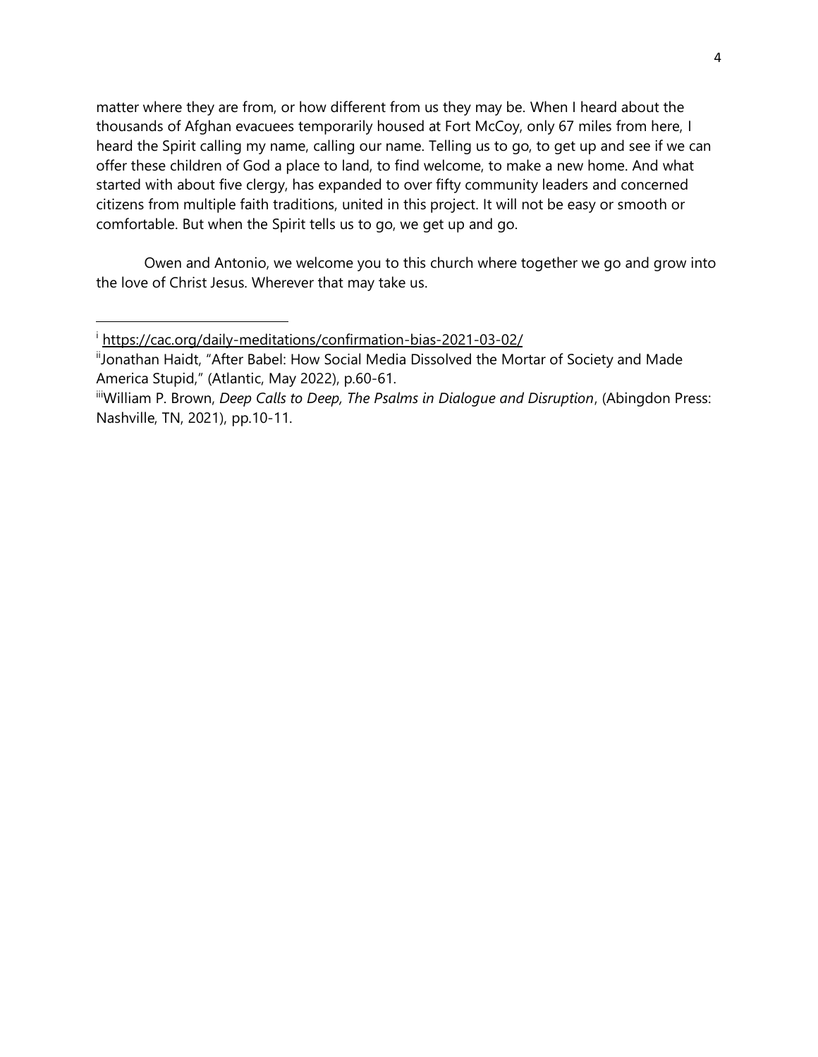matter where they are from, or how different from us they may be. When I heard about the thousands of Afghan evacuees temporarily housed at Fort McCoy, only 67 miles from here, I heard the Spirit calling my name, calling our name. Telling us to go, to get up and see if we can offer these children of God a place to land, to find welcome, to make a new home. And what started with about five clergy, has expanded to over fifty community leaders and concerned citizens from multiple faith traditions, united in this project. It will not be easy or smooth or comfortable. But when the Spirit tells us to go, we get up and go.

Owen and Antonio, we welcome you to this church where together we go and grow into the love of Christ Jesus. Wherever that may take us.

---

[i] https://cac.org/daily-meditations/confirmation-bias-2021-03-02/

[ii] Jonathan Haidt, "After Babel: How Social Media Dissolved the Mortar of Society and Made America Stupid," (Atlantic, May 2022), p.60-61.

[iii] William P. Brown, *Deep Calls to Deep, The Psalms in Dialogue and Disruption*, (Abingdon Press: Nashville, TN, 2021), pp.10-11.